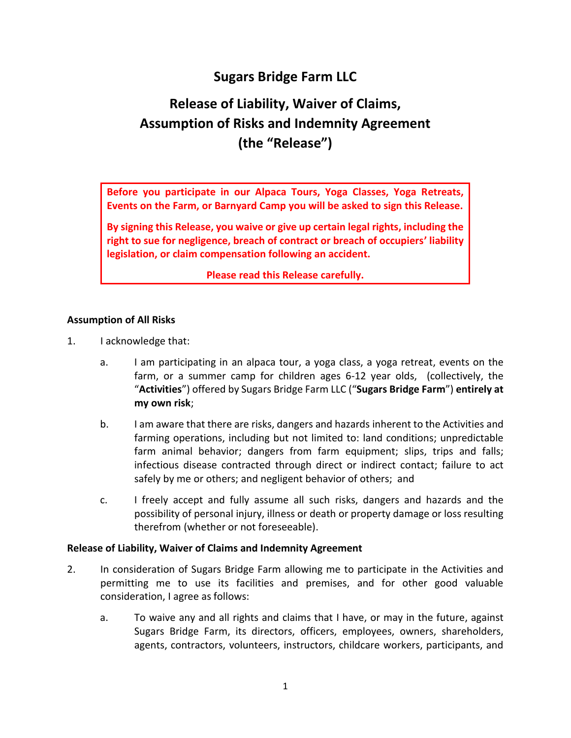# Sugars Bridge Farm LLC

## Release of Liability, Waiver of Claims, Assumption of Risks and Indemnity Agreement (the "Release")

**Before you participate in our Alpaca Tours, Yoga Classes, Yoga Retreats, Events on the Farm, or Barnyard Camp you will be asked to sign this Release.**

**By signing this Release, you waive or give up certain legal rights, including the right to sue for negligence, breach of contract or breach of occupiers' liability legislation, or claim compensation following an accident.**

**Please read this Release carefully.**

**Assumption of All Risks**

1. I acknowledge that:

   a. I am participating in an alpaca tour, a yoga class, a yoga retreat, events on the farm, or a summer camp for children ages 6-12 year olds, (collectively, the "**Activities**") offered by Sugars Bridge Farm LLC ("**Sugars Bridge Farm**") **entirely at my own risk**;

   b. I am aware that there are risks, dangers and hazards inherent to the Activities and farming operations, including but not limited to: land conditions; unpredictable farm animal behavior; dangers from farm equipment; slips, trips and falls; infectious disease contracted through direct or indirect contact; failure to act safely by me or others; and negligent behavior of others; and

   c. I freely accept and fully assume all such risks, dangers and hazards and the possibility of personal injury, illness or death or property damage or loss resulting therefrom (whether or not foreseeable).

**Release of Liability, Waiver of Claims and Indemnity Agreement**

2. In consideration of Sugars Bridge Farm allowing me to participate in the Activities and permitting me to use its facilities and premises, and for other good valuable consideration, I agree as follows:

   a. To waive any and all rights and claims that I have, or may in the future, against Sugars Bridge Farm, its directors, officers, employees, owners, shareholders, agents, contractors, volunteers, instructors, childcare workers, participants, and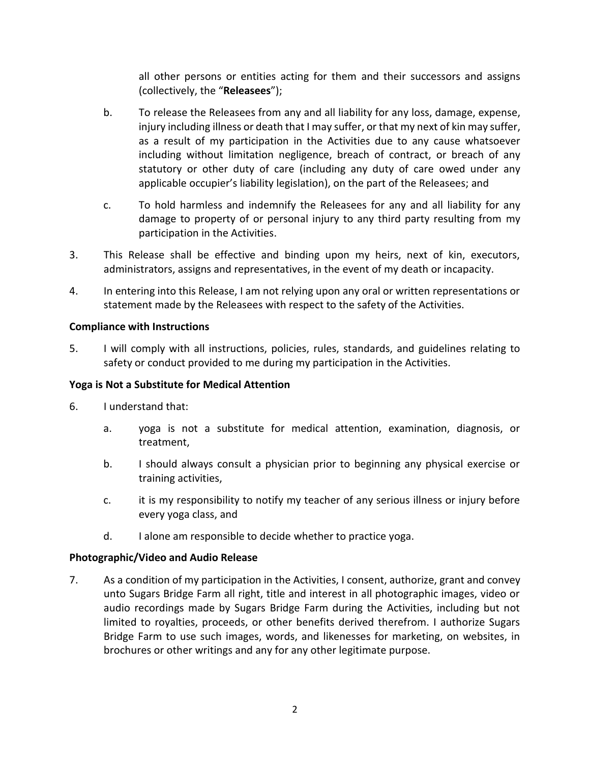all other persons or entities acting for them and their successors and assigns (collectively, the "**Releasees**");

b. To release the Releasees from any and all liability for any loss, damage, expense, injury including illness or death that I may suffer, or that my next of kin may suffer, as a result of my participation in the Activities due to any cause whatsoever including without limitation negligence, breach of contract, or breach of any statutory or other duty of care (including any duty of care owed under any applicable occupier's liability legislation), on the part of the Releasees; and

c. To hold harmless and indemnify the Releasees for any and all liability for any damage to property of or personal injury to any third party resulting from my participation in the Activities.

3. This Release shall be effective and binding upon my heirs, next of kin, executors, administrators, assigns and representatives, in the event of my death or incapacity.

4. In entering into this Release, I am not relying upon any oral or written representations or statement made by the Releasees with respect to the safety of the Activities.

**Compliance with Instructions**

5. I will comply with all instructions, policies, rules, standards, and guidelines relating to safety or conduct provided to me during my participation in the Activities.

**Yoga is Not a Substitute for Medical Attention**

6. I understand that:

   a. yoga is not a substitute for medical attention, examination, diagnosis, or treatment,

   b. I should always consult a physician prior to beginning any physical exercise or training activities,

   c. it is my responsibility to notify my teacher of any serious illness or injury before every yoga class, and

   d. I alone am responsible to decide whether to practice yoga.

**Photographic/Video and Audio Release**

7. As a condition of my participation in the Activities, I consent, authorize, grant and convey unto Sugars Bridge Farm all right, title and interest in all photographic images, video or audio recordings made by Sugars Bridge Farm during the Activities, including but not limited to royalties, proceeds, or other benefits derived therefrom. I authorize Sugars Bridge Farm to use such images, words, and likenesses for marketing, on websites, in brochures or other writings and any for any other legitimate purpose.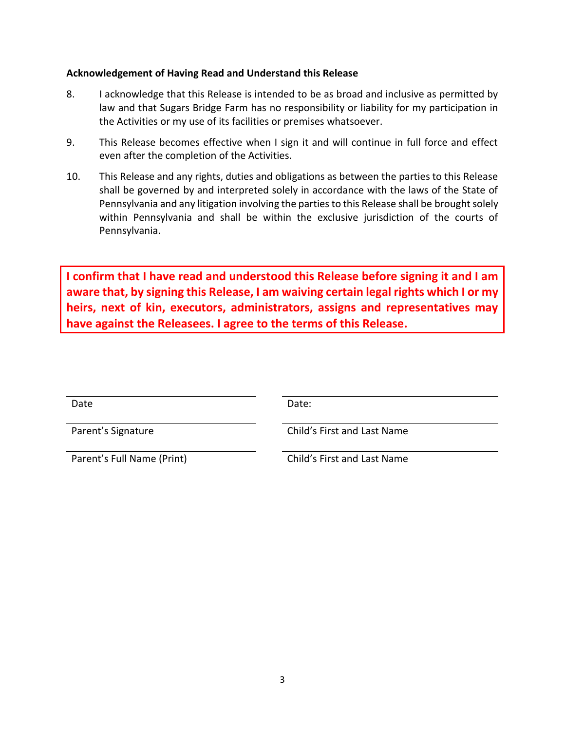**Acknowledgement of Having Read and Understand this Release**

8. I acknowledge that this Release is intended to be as broad and inclusive as permitted by law and that Sugars Bridge Farm has no responsibility or liability for my participation in the Activities or my use of its facilities or premises whatsoever.

9. This Release becomes effective when I sign it and will continue in full force and effect even after the completion of the Activities.

10. This Release and any rights, duties and obligations as between the parties to this Release shall be governed by and interpreted solely in accordance with the laws of the State of Pennsylvania and any litigation involving the parties to this Release shall be brought solely within Pennsylvania and shall be within the exclusive jurisdiction of the courts of Pennsylvania.

**I confirm that I have read and understood this Release before signing it and I am aware that, by signing this Release, I am waiving certain legal rights which I or my heirs, next of kin, executors, administrators, assigns and representatives may have against the Releasees. I agree to the terms of this Release.**

| | |
|---|---|
| Date | Date: |
| Parent's Signature | Child's First and Last Name |
| Parent's Full Name (Print) | Child's First and Last Name |